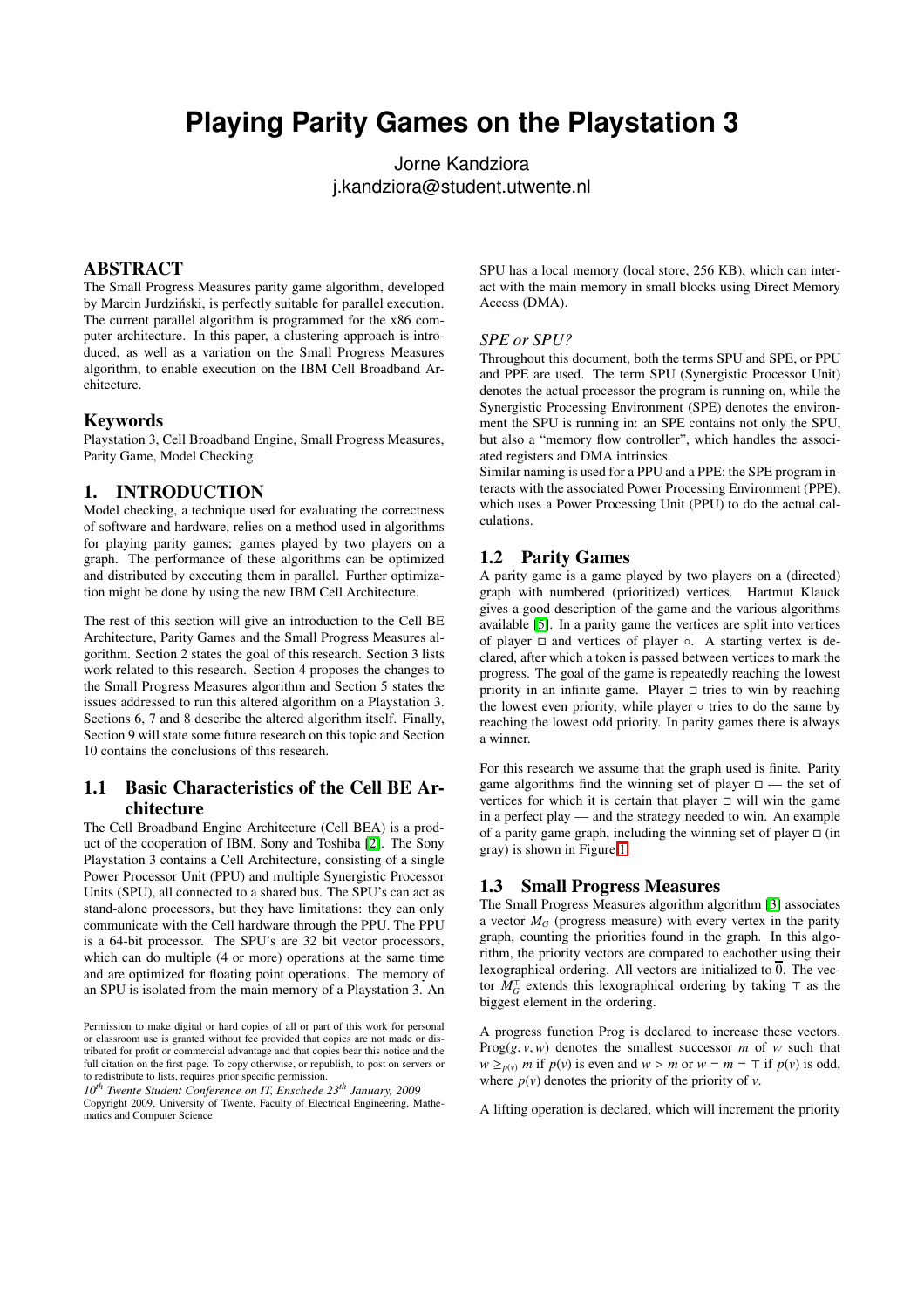# Playing Parity Games on the Playstation 3

Jorne Kandziora
j.kandziora@student.utwente.nl

## ABSTRACT

The Small Progress Measures parity game algorithm, developed by Marcin Jurdziński, is perfectly suitable for parallel execution. The current parallel algorithm is programmed for the x86 computer architecture. In this paper, a clustering approach is introduced, as well as a variation on the Small Progress Measures algorithm, to enable execution on the IBM Cell Broadband Architecture.

## Keywords

Playstation 3, Cell Broadband Engine, Small Progress Measures, Parity Game, Model Checking

## 1. INTRODUCTION

Model checking, a technique used for evaluating the correctness of software and hardware, relies on a method used in algorithms for playing parity games; games played by two players on a graph. The performance of these algorithms can be optimized and distributed by executing them in parallel. Further optimization might be done by using the new IBM Cell Architecture.

The rest of this section will give an introduction to the Cell BE Architecture, Parity Games and the Small Progress Measures algorithm. Section 2 states the goal of this research. Section 3 lists work related to this research. Section 4 proposes the changes to the Small Progress Measures algorithm and Section 5 states the issues addressed to run this altered algorithm on a Playstation 3. Sections 6, 7 and 8 describe the altered algorithm itself. Finally, Section 9 will state some future research on this topic and Section 10 contains the conclusions of this research.

### 1.1 Basic Characteristics of the Cell BE Architecture

The Cell Broadband Engine Architecture (Cell BEA) is a product of the cooperation of IBM, Sony and Toshiba [2]. The Sony Playstation 3 contains a Cell Architecture, consisting of a single Power Processor Unit (PPU) and multiple Synergistic Processor Units (SPU), all connected to a shared bus. The SPU's can act as stand-alone processors, but they have limitations: they can only communicate with the Cell hardware through the PPU. The PPU is a 64-bit processor. The SPU's are 32 bit vector processors, which can do multiple (4 or more) operations at the same time and are optimized for floating point operations. The memory of an SPU is isolated from the main memory of a Playstation 3. An SPU has a local memory (local store, 256 KB), which can interact with the main memory in small blocks using Direct Memory Access (DMA).

*SPE or SPU?*

Throughout this document, both the terms SPU and SPE, or PPU and PPE are used. The term SPU (Synergistic Processor Unit) denotes the actual processor the program is running on, while the Synergistic Processing Environment (SPE) denotes the environment the SPU is running in: an SPE contains not only the SPU, but also a "memory flow controller", which handles the associated registers and DMA intrinsics.

Similar naming is used for a PPU and a PPE: the SPE program interacts with the associated Power Processing Environment (PPE), which uses a Power Processing Unit (PPU) to do the actual calculations.

### 1.2 Parity Games

A parity game is a game played by two players on a (directed) graph with numbered (prioritized) vertices. Hartmut Klauck gives a good description of the game and the various algorithms available [5]. In a parity game the vertices are split into vertices of player □ and vertices of player ◦. A starting vertex is declared, after which a token is passed between vertices to mark the progress. The goal of the game is repeatedly reaching the lowest priority in an infinite game. Player □ tries to win by reaching the lowest even priority, while player ◦ tries to do the same by reaching the lowest odd priority. In parity games there is always a winner.

For this research we assume that the graph used is finite. Parity game algorithms find the winning set of player □ — the set of vertices for which it is certain that player □ will win the game in a perfect play — and the strategy needed to win. An example of a parity game graph, including the winning set of player □ (in gray) is shown in Figure 1.

### 1.3 Small Progress Measures

The Small Progress Measures algorithm algorithm [3] associates a vector $M_G$ (progress measure) with every vertex in the parity graph, counting the priorities found in the graph. In this algorithm, the priority vectors are compared to eachother using their lexographical ordering. All vectors are initialized to $\overline{0}$. The vector $M_G^{\top}$ extends this lexographical ordering by taking $\top$ as the biggest element in the ordering.

A progress function Prog is declared to increase these vectors. $\text{Prog}(g, v, w)$ denotes the smallest successor $m$ of $w$ such that $w \geq_{p(v)} m$ if $p(v)$ is even and $w > m$ or $w = m = \top$ if $p(v)$ is odd, where $p(v)$ denotes the priority of the priority of $v$.

A lifting operation is declared, which will increment the priority

Permission to make digital or hard copies of all or part of this work for personal or classroom use is granted without fee provided that copies are not made or distributed for profit or commercial advantage and that copies bear this notice and the full citation on the first page. To copy otherwise, or republish, to post on servers or to redistribute to lists, requires prior specific permission.
*10th Twente Student Conference on IT, Enschede 23th January, 2009*
Copyright 2009, University of Twente, Faculty of Electrical Engineering, Mathematics and Computer Science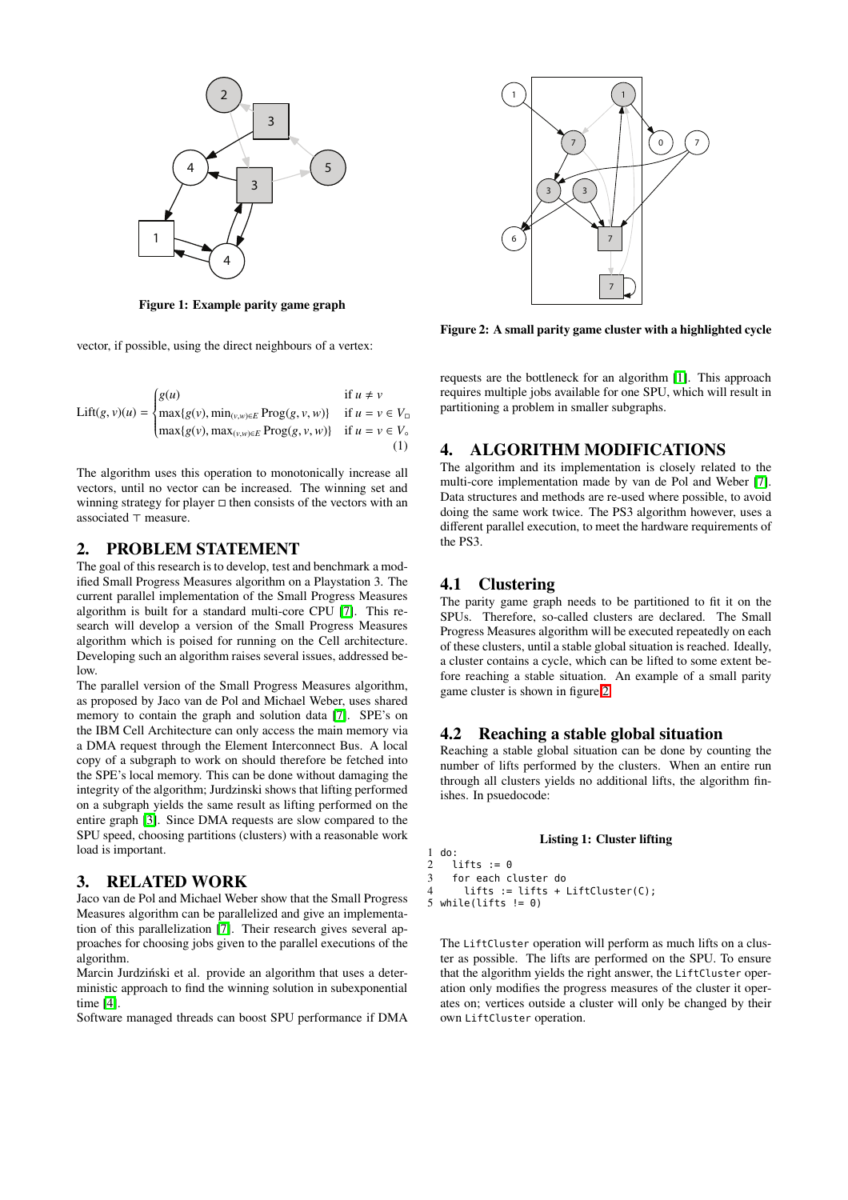Figure 1: Example parity game graph

vector, if possible, using the direct neighbours of a vertex:

$$\text{Lift}(g, v)(u) = \begin{cases} g(u) & \text{if } u \neq v \\ \max\{g(v), \min_{(v,w)\in E} \text{Prog}(g, v, w)\} & \text{if } u = v \in V_\Box \\ \max\{g(v), \max_{(v,w)\in E} \text{Prog}(g, v, w)\} & \text{if } u = v \in V_\circ \end{cases} \quad (1)$$

The algorithm uses this operation to monotonically increase all vectors, until no vector can be increased. The winning set and winning strategy for player $\Box$ then consists of the vectors with an associated $\top$ measure.

## 2. PROBLEM STATEMENT

The goal of this research is to develop, test and benchmark a modified Small Progress Measures algorithm on a Playstation 3. The current parallel implementation of the Small Progress Measures algorithm is built for a standard multi-core CPU [7]. This research will develop a version of the Small Progress Measures algorithm which is poised for running on the Cell architecture. Developing such an algorithm raises several issues, addressed below.

The parallel version of the Small Progress Measures algorithm, as proposed by Jaco van de Pol and Michael Weber, uses shared memory to contain the graph and solution data [7]. SPE's on the IBM Cell Architecture can only access the main memory via a DMA request through the Element Interconnect Bus. A local copy of a subgraph to work on should therefore be fetched into the SPE's local memory. This can be done without damaging the integrity of the algorithm; Jurdzinski shows that lifting performed on a subgraph yields the same result as lifting performed on the entire graph [3]. Since DMA requests are slow compared to the SPU speed, choosing partitions (clusters) with a reasonable work load is important.

## 3. RELATED WORK

Jaco van de Pol and Michael Weber show that the Small Progress Measures algorithm can be parallelized and give an implementation of this parallelization [7]. Their research gives several approaches for choosing jobs given to the parallel executions of the algorithm.

Marcin Jurdziński et al. provide an algorithm that uses a deterministic approach to find the winning solution in subexponential time [4].

Software managed threads can boost SPU performance if DMA requests are the bottleneck for an algorithm [1]. This approach requires multiple jobs available for one SPU, which will result in partitioning a problem in smaller subgraphs.

Figure 2: A small parity game cluster with a highlighted cycle

## 4. ALGORITHM MODIFICATIONS

The algorithm and its implementation is closely related to the multi-core implementation made by van de Pol and Weber [7]. Data structures and methods are re-used where possible, to avoid doing the same work twice. The PS3 algorithm however, uses a different parallel execution, to meet the hardware requirements of the PS3.

### 4.1 Clustering

The parity game graph needs to be partitioned to fit it on the SPUs. Therefore, so-called clusters are declared. The Small Progress Measures algorithm will be executed repeatedly on each of these clusters, until a stable global situation is reached. Ideally, a cluster contains a cycle, which can be lifted to some extent before reaching a stable situation. An example of a small parity game cluster is shown in figure 2.

### 4.2 Reaching a stable global situation

Reaching a stable global situation can be done by counting the number of lifts performed by the clusters. When an entire run through all clusters yields no additional lifts, the algorithm finishes. In psuedocode:

**Listing 1: Cluster lifting**

```
1 do:
2   lifts := 0
3   for each cluster do
4     lifts := lifts + LiftCluster(C);
5 while(lifts != 0)
```

The `LiftCluster` operation will perform as much lifts on a cluster as possible. The lifts are performed on the SPU. To ensure that the algorithm yields the right answer, the `LiftCluster` operation only modifies the progress measures of the cluster it operates on; vertices outside a cluster will only be changed by their own `LiftCluster` operation.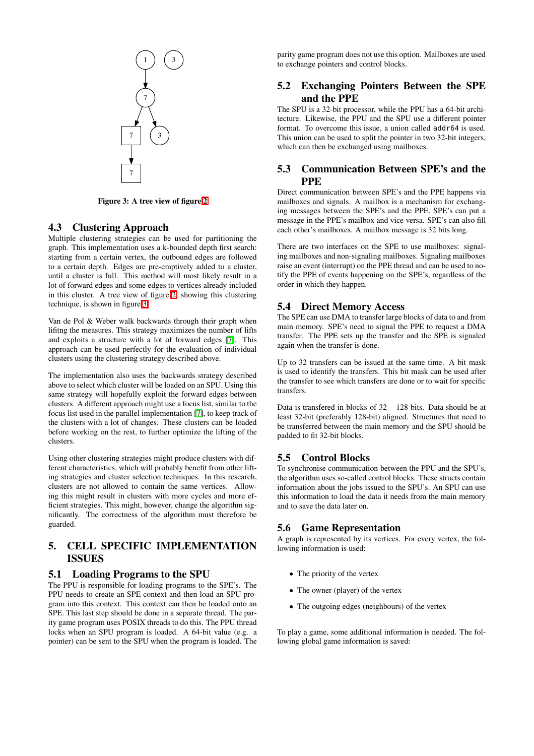Figure 3: A tree view of figure 2

### 4.3 Clustering Approach

Multiple clustering strategies can be used for partitioning the graph. This implementation uses a k-bounded depth first search: starting from a certain vertex, the outbound edges are followed to a certain depth. Edges are pre-emptively added to a cluster, until a cluster is full. This method will most likely result in a lot of forward edges and some edges to vertices already included in this cluster. A tree view of figure 2, showing this clustering technique, is shown in figure 3.

Van de Pol & Weber walk backwards through their graph when lifitng the measures. This strategy maximizes the number of lifts and exploits a structure with a lot of forward edges [7]. This approach can be used perfectly for the evaluation of individual clusters using the clustering strategy described above.

The implementation also uses the backwards strategy described above to select which cluster will be loaded on an SPU. Using this same strategy will hopefully exploit the forward edges between clusters. A different approach might use a focus list, similar to the focus list used in the parallel implementation [7], to keep track of the clusters with a lot of changes. These clusters can be loaded before working on the rest, to further optimize the lifting of the clusters.

Using other clustering strategies might produce clusters with different characteristics, which will probably benefit from other lifting strategies and cluster selection techniques. In this research, clusters are not allowed to contain the same vertices. Allowing this might result in clusters with more cycles and more efficient strategies. This might, however, change the algorithm significantly. The correctness of the algorithm must therefore be guarded.

## 5. CELL SPECIFIC IMPLEMENTATION ISSUES

### 5.1 Loading Programs to the SPU

The PPU is responsible for loading programs to the SPE's. The PPU needs to create an SPE context and then load an SPU program into this context. This context can then be loaded onto an SPE. This last step should be done in a separate thread. The parity game program uses POSIX threads to do this. The PPU thread locks when an SPU program is loaded. A 64-bit value (e.g. a pointer) can be sent to the SPU when the program is loaded. The parity game program does not use this option. Mailboxes are used to exchange pointers and control blocks.

### 5.2 Exchanging Pointers Between the SPE and the PPE

The SPU is a 32-bit processor, while the PPU has a 64-bit architecture. Likewise, the PPU and the SPU use a different pointer format. To overcome this issue, a union called `addr64` is used. This union can be used to split the pointer in two 32-bit integers, which can then be exchanged using mailboxes.

### 5.3 Communication Between SPE's and the PPE

Direct communication between SPE's and the PPE happens via mailboxes and signals. A mailbox is a mechanism for exchanging messages between the SPE's and the PPE. SPE's can put a message in the PPE's mailbox and vice versa. SPE's can also fill each other's mailboxes. A mailbox message is 32 bits long.

There are two interfaces on the SPE to use mailboxes: signaling mailboxes and non-signaling mailboxes. Signaling mailboxes raise an event (interrupt) on the PPE thread and can be used to notify the PPE of events happening on the SPE's, regardless of the order in which they happen.

### 5.4 Direct Memory Access

The SPE can use DMA to transfer large blocks of data to and from main memory. SPE's need to signal the PPE to request a DMA transfer. The PPE sets up the transfer and the SPE is signaled again when the transfer is done.

Up to 32 transfers can be issued at the same time. A bit mask is used to identify the transfers. This bit mask can be used after the transfer to see which transfers are done or to wait for specific transfers.

Data is transfered in blocks of 32 – 128 bits. Data should be at least 32-bit (preferably 128-bit) aligned. Structures that need to be transferred between the main memory and the SPU should be padded to fit 32-bit blocks.

### 5.5 Control Blocks

To synchronise communication between the PPU and the SPU's, the algorithm uses so-called control blocks. These structs contain information about the jobs issued to the SPU's. An SPU can use this information to load the data it needs from the main memory and to save the data later on.

### 5.6 Game Representation

A graph is represented by its vertices. For every vertex, the following information is used:

- The priority of the vertex
- The owner (player) of the vertex
- The outgoing edges (neighbours) of the vertex

To play a game, some additional information is needed. The following global game information is saved: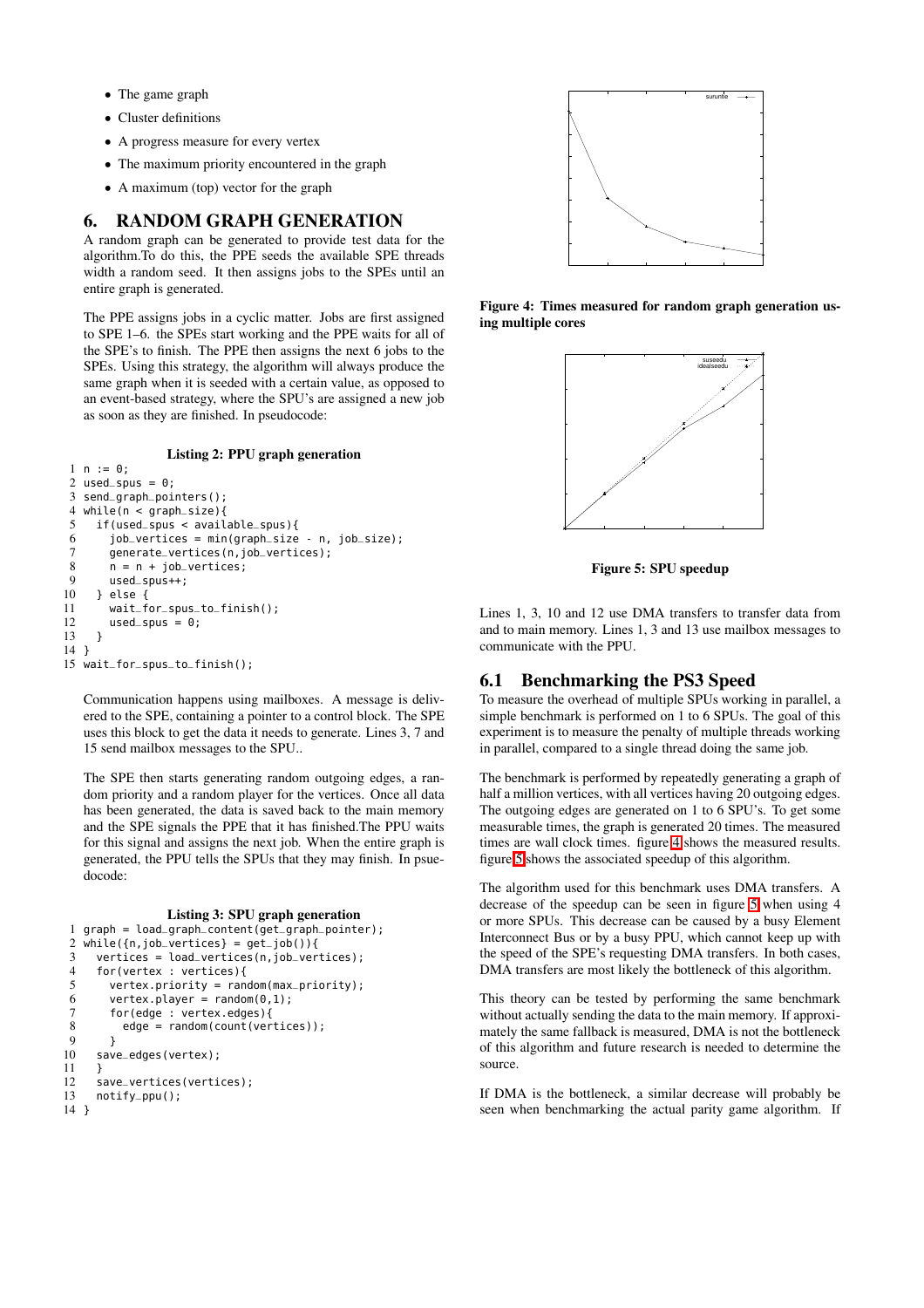- The game graph
- Cluster definitions
- A progress measure for every vertex
- The maximum priority encountered in the graph
- A maximum (top) vector for the graph

# 6. RANDOM GRAPH GENERATION

A random graph can be generated to provide test data for the algorithm.To do this, the PPE seeds the available SPE threads width a random seed. It then assigns jobs to the SPEs until an entire graph is generated.

The PPE assigns jobs in a cyclic matter. Jobs are first assigned to SPE 1–6. the SPEs start working and the PPE waits for all of the SPE's to finish. The PPE then assigns the next 6 jobs to the SPEs. Using this strategy, the algorithm will always produce the same graph when it is seeded with a certain value, as opposed to an event-based strategy, where the SPU's are assigned a new job as soon as they are finished. In pseudocode:

**Listing 2: PPU graph generation**

```
1  n := 0;
2  used_spus = 0;
3  send_graph_pointers();
4  while(n < graph_size){
5    if(used_spus < available_spus){
6      job_vertices = min(graph_size - n, job_size);
7      generate_vertices(n,job_vertices);
8      n = n + job_vertices;
9      used_spus++;
10   } else {
11     wait_for_spus_to_finish();
12     used_spus = 0;
13   }
14 }
15 wait_for_spus_to_finish();
```

Communication happens using mailboxes. A message is delivered to the SPE, containing a pointer to a control block. The SPE uses this block to get the data it needs to generate. Lines 3, 7 and 15 send mailbox messages to the SPU..

The SPE then starts generating random outgoing edges, a random priority and a random player for the vertices. Once all data has been generated, the data is saved back to the main memory and the SPE signals the PPE that it has finished.The PPU waits for this signal and assigns the next job. When the entire graph is generated, the PPU tells the SPUs that they may finish. In psuedocode:

**Listing 3: SPU graph generation**

```
1  graph = load_graph_content(get_graph_pointer);
2  while({n,job_vertices} = get_job()){
3    vertices = load_vertices(n,job_vertices);
4    for(vertex : vertices){
5      vertex.priority = random(max_priority);
6      vertex.player = random(0,1);
7      for(edge : vertex.edges){
8        edge = random(count(vertices));
9      }
10     save_edges(vertex);
11   }
12   save_vertices(vertices);
13   notify_ppu();
14 }
```

**Figure 4: Times measured for random graph generation using multiple cores**

**Figure 5: SPU speedup**

Lines 1, 3, 10 and 12 use DMA transfers to transfer data from and to main memory. Lines 1, 3 and 13 use mailbox messages to communicate with the PPU.

## 6.1 Benchmarking the PS3 Speed

To measure the overhead of multiple SPUs working in parallel, a simple benchmark is performed on 1 to 6 SPUs. The goal of this experiment is to measure the penalty of multiple threads working in parallel, compared to a single thread doing the same job.

The benchmark is performed by repeatedly generating a graph of half a million vertices, with all vertices having 20 outgoing edges. The outgoing edges are generated on 1 to 6 SPU's. To get some measurable times, the graph is generated 20 times. The measured times are wall clock times. figure 4 shows the measured results. figure 5 shows the associated speedup of this algorithm.

The algorithm used for this benchmark uses DMA transfers. A decrease of the speedup can be seen in figure 5 when using 4 or more SPUs. This decrease can be caused by a busy Element Interconnect Bus or by a busy PPU, which cannot keep up with the speed of the SPE's requesting DMA transfers. In both cases, DMA transfers are most likely the bottleneck of this algorithm.

This theory can be tested by performing the same benchmark without actually sending the data to the main memory. If approximately the same fallback is measured, DMA is not the bottleneck of this algorithm and future research is needed to determine the source.

If DMA is the bottleneck, a similar decrease will probably be seen when benchmarking the actual parity game algorithm. If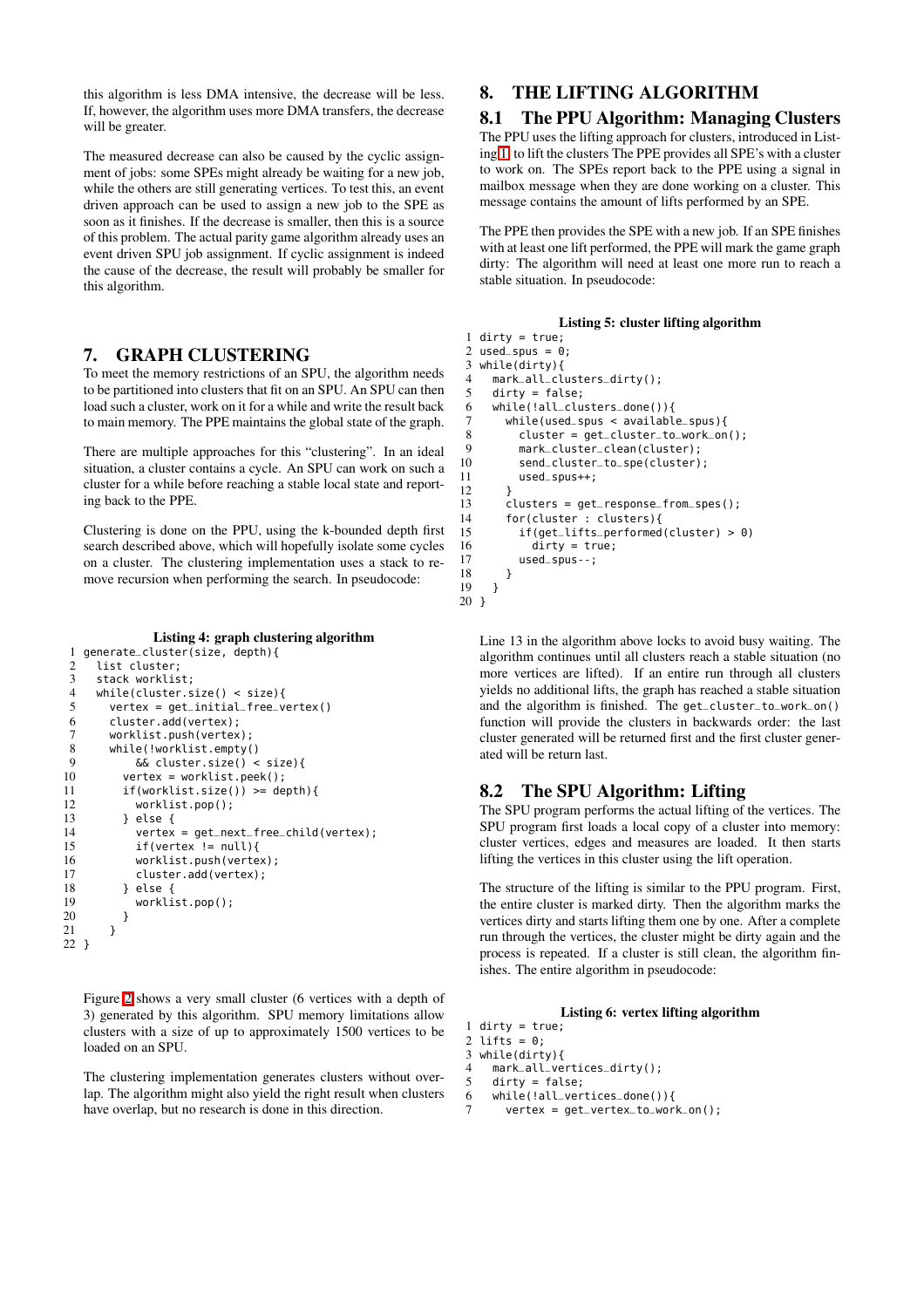this algorithm is less DMA intensive, the decrease will be less. If, however, the algorithm uses more DMA transfers, the decrease will be greater.

The measured decrease can also be caused by the cyclic assignment of jobs: some SPEs might already be waiting for a new job, while the others are still generating vertices. To test this, an event driven approach can be used to assign a new job to the SPE as soon as it finishes. If the decrease is smaller, then this is a source of this problem. The actual parity game algorithm already uses an event driven SPU job assignment. If cyclic assignment is indeed the cause of the decrease, the result will probably be smaller for this algorithm.

## 7. GRAPH CLUSTERING

To meet the memory restrictions of an SPU, the algorithm needs to be partitioned into clusters that fit on an SPU. An SPU can then load such a cluster, work on it for a while and write the result back to main memory. The PPE maintains the global state of the graph.

There are multiple approaches for this "clustering". In an ideal situation, a cluster contains a cycle. An SPU can work on such a cluster for a while before reaching a stable local state and reporting back to the PPE.

Clustering is done on the PPU, using the k-bounded depth first search described above, which will hopefully isolate some cycles on a cluster. The clustering implementation uses a stack to remove recursion when performing the search. In pseudocode:

**Listing 4: graph clustering algorithm**

```
1  generate_cluster(size, depth){
2    list cluster;
3    stack worklist;
4    while(cluster.size() < size){
5      vertex = get_initial_free_vertex()
6      cluster.add(vertex);
7      worklist.push(vertex);
8      while(!worklist.empty()
9          && cluster.size() < size){
10       vertex = worklist.peek();
11       if(worklist.size()) >= depth){
12         worklist.pop();
13       } else {
14         vertex = get_next_free_child(vertex);
15         if(vertex != null){
16         worklist.push(vertex);
17         cluster.add(vertex);
18       } else {
19         worklist.pop();
20       }
21     }
22 }
```

Figure 2 shows a very small cluster (6 vertices with a depth of 3) generated by this algorithm. SPU memory limitations allow clusters with a size of up to approximately 1500 vertices to be loaded on an SPU.

The clustering implementation generates clusters without overlap. The algorithm might also yield the right result when clusters have overlap, but no research is done in this direction.

## 8. THE LIFTING ALGORITHM

### 8.1 The PPU Algorithm: Managing Clusters

The PPU uses the lifting approach for clusters, introduced in Listing 1 to lift the clusters The PPE provides all SPE's with a cluster to work on. The SPEs report back to the PPE using a signal in mailbox message when they are done working on a cluster. This message contains the amount of lifts performed by an SPE.

The PPE then provides the SPE with a new job. If an SPE finishes with at least one lift performed, the PPE will mark the game graph dirty: The algorithm will need at least one more run to reach a stable situation. In pseudocode:

**Listing 5: cluster lifting algorithm**

```
1  dirty = true;
2  used_spus = 0;
3  while(dirty){
4    mark_all_clusters_dirty();
5    dirty = false;
6    while(!all_clusters_done()){
7      while(used_spus < available_spus){
8        cluster = get_cluster_to_work_on();
9        mark_cluster_clean(cluster);
10       send_cluster_to_spe(cluster);
11       used_spus++;
12     }
13     clusters = get_response_from_spes();
14     for(cluster : clusters){
15       if(get_lifts_performed(cluster) > 0)
16         dirty = true;
17       used_spus--;
18     }
19   }
20 }
```

Line 13 in the algorithm above locks to avoid busy waiting. The algorithm continues until all clusters reach a stable situation (no more vertices are lifted). If an entire run through all clusters yields no additional lifts, the graph has reached a stable situation and the algorithm is finished. The `get_cluster_to_work_on()` function will provide the clusters in backwards order: the last cluster generated will be returned first and the first cluster generated will be return last.

### 8.2 The SPU Algorithm: Lifting

The SPU program performs the actual lifting of the vertices. The SPU program first loads a local copy of a cluster into memory: cluster vertices, edges and measures are loaded. It then starts lifting the vertices in this cluster using the lift operation.

The structure of the lifting is similar to the PPU program. First, the entire cluster is marked dirty. Then the algorithm marks the vertices dirty and starts lifting them one by one. After a complete run through the vertices, the cluster might be dirty again and the process is repeated. If a cluster is still clean, the algorithm finishes. The entire algorithm in pseudocode:

**Listing 6: vertex lifting algorithm**

```
1  dirty = true;
2  lifts = 0;
3  while(dirty){
4    mark_all_vertices_dirty();
5    dirty = false;
6    while(!all_vertices_done()){
7      vertex = get_vertex_to_work_on();
```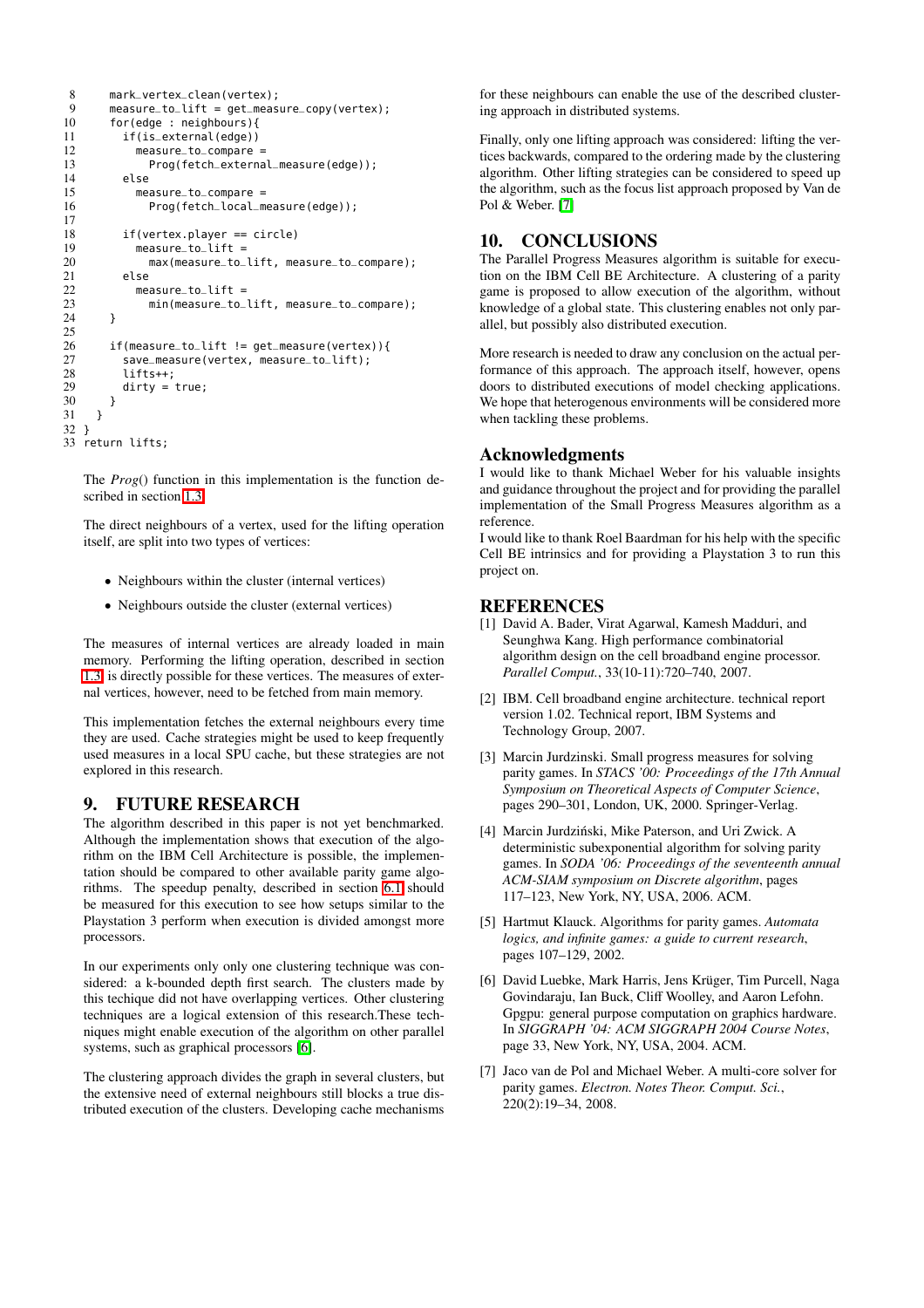```
8      mark_vertex_clean(vertex);
9      measure_to_lift = get_measure_copy(vertex);
10     for(edge : neighbours){
11       if(is_external(edge))
12         measure_to_compare =
13           Prog(fetch_external_measure(edge));
14       else
15         measure_to_compare =
16           Prog(fetch_local_measure(edge));
17
18       if(vertex.player == circle)
19         measure_to_lift =
20           max(measure_to_lift, measure_to_compare);
21       else
22         measure_to_lift =
23           min(measure_to_lift, measure_to_compare);
24     }
25
26     if(measure_to_lift != get_measure(vertex)){
27       save_measure(vertex, measure_to_lift);
28       lifts++;
29       dirty = true;
30     }
31   }
32 }
33 return lifts;
```

The *Prog*() function in this implementation is the function described in section 1.3.

The direct neighbours of a vertex, used for the lifting operation itself, are split into two types of vertices:

- Neighbours within the cluster (internal vertices)
- Neighbours outside the cluster (external vertices)

The measures of internal vertices are already loaded in main memory. Performing the lifting operation, described in section 1.3, is directly possible for these vertices. The measures of external vertices, however, need to be fetched from main memory.

This implementation fetches the external neighbours every time they are used. Cache strategies might be used to keep frequently used measures in a local SPU cache, but these strategies are not explored in this research.

## 9. FUTURE RESEARCH

The algorithm described in this paper is not yet benchmarked. Although the implementation shows that execution of the algorithm on the IBM Cell Architecture is possible, the implementation should be compared to other available parity game algorithms. The speedup penalty, described in section 6.1 should be measured for this execution to see how setups similar to the Playstation 3 perform when execution is divided amongst more processors.

In our experiments only only one clustering technique was considered: a k-bounded depth first search. The clusters made by this techique did not have overlapping vertices. Other clustering techniques are a logical extension of this research.These techniques might enable execution of the algorithm on other parallel systems, such as graphical processors [6].

The clustering approach divides the graph in several clusters, but the extensive need of external neighbours still blocks a true distributed execution of the clusters. Developing cache mechanisms for these neighbours can enable the use of the described clustering approach in distributed systems.

Finally, only one lifting approach was considered: lifting the vertices backwards, compared to the ordering made by the clustering algorithm. Other lifting strategies can be considered to speed up the algorithm, such as the focus list approach proposed by Van de Pol & Weber. [7]

## 10. CONCLUSIONS

The Parallel Progress Measures algorithm is suitable for execution on the IBM Cell BE Architecture. A clustering of a parity game is proposed to allow execution of the algorithm, without knowledge of a global state. This clustering enables not only parallel, but possibly also distributed execution.

More research is needed to draw any conclusion on the actual performance of this approach. The approach itself, however, opens doors to distributed executions of model checking applications. We hope that heterogenous environments will be considered more when tackling these problems.

## Acknowledgments

I would like to thank Michael Weber for his valuable insights and guidance throughout the project and for providing the parallel implementation of the Small Progress Measures algorithm as a reference.
I would like to thank Roel Baardman for his help with the specific Cell BE intrinsics and for providing a Playstation 3 to run this project on.

## REFERENCES

[1] David A. Bader, Virat Agarwal, Kamesh Madduri, and Seunghwa Kang. High performance combinatorial algorithm design on the cell broadband engine processor. *Parallel Comput.*, 33(10-11):720–740, 2007.

[2] IBM. Cell broadband engine architecture. technical report version 1.02. Technical report, IBM Systems and Technology Group, 2007.

[3] Marcin Jurdzinski. Small progress measures for solving parity games. In *STACS '00: Proceedings of the 17th Annual Symposium on Theoretical Aspects of Computer Science*, pages 290–301, London, UK, 2000. Springer-Verlag.

[4] Marcin Jurdziński, Mike Paterson, and Uri Zwick. A deterministic subexponential algorithm for solving parity games. In *SODA '06: Proceedings of the seventeenth annual ACM-SIAM symposium on Discrete algorithm*, pages 117–123, New York, NY, USA, 2006. ACM.

[5] Hartmut Klauck. Algorithms for parity games. *Automata logics, and infinite games: a guide to current research*, pages 107–129, 2002.

[6] David Luebke, Mark Harris, Jens Krüger, Tim Purcell, Naga Govindaraju, Ian Buck, Cliff Woolley, and Aaron Lefohn. Gpgpu: general purpose computation on graphics hardware. In *SIGGRAPH '04: ACM SIGGRAPH 2004 Course Notes*, page 33, New York, NY, USA, 2004. ACM.

[7] Jaco van de Pol and Michael Weber. A multi-core solver for parity games. *Electron. Notes Theor. Comput. Sci.*, 220(2):19–34, 2008.